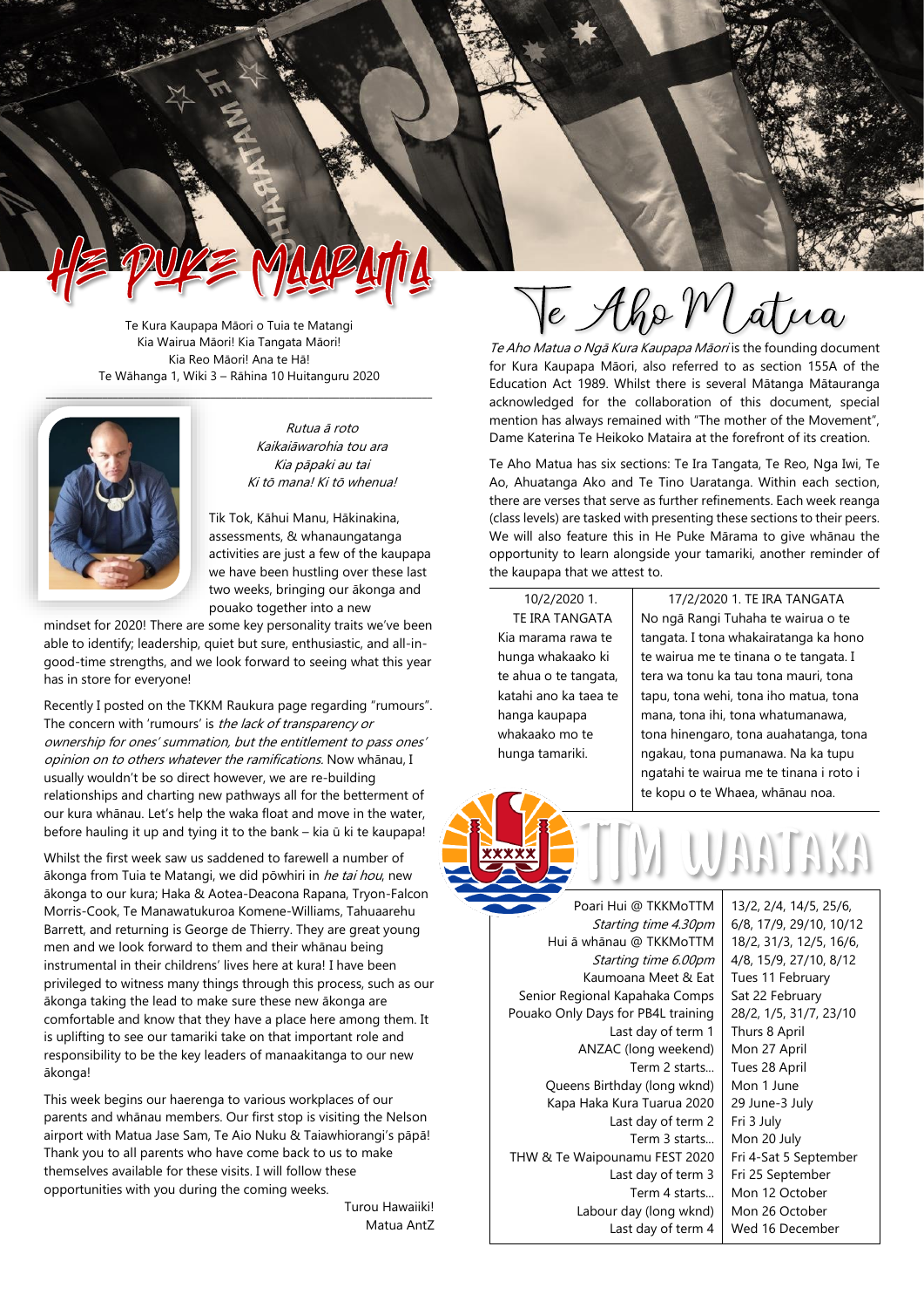# He Puke Māramatanga

Te Kura Kaupapa Māori o Tuia te Matangi
Kia Wairua Māori! Kia Tangata Māori!
Kia Reo Māori! Ana te Hā!
Te Wāhanga 1, Wiki 3 – Rāhina 10 Huitanguru 2020

*Rutua ā roto*
*Kaikaiāwarohia tou ara*
*Kia pāpaki au tai*
*Ki tō mana! Ki tō whenua!*

Tik Tok, Kāhui Manu, Hākinakina, assessments, & whanaungatanga activities are just a few of the kaupapa we have been hustling over these last two weeks, bringing our ākonga and pouako together into a new mindset for 2020! There are some key personality traits we've been able to identify; leadership, quiet but sure, enthusiastic, and all-in-good-time strengths, and we look forward to seeing what this year has in store for everyone!

Recently I posted on the TKKM Raukura page regarding "rumours". The concern with 'rumours' is *the lack of transparency or ownership for ones' summation, but the entitlement to pass ones' opinion on to others whatever the ramifications.* Now whānau, I usually wouldn't be so direct however, we are re-building relationships and charting new pathways all for the betterment of our kura whānau. Let's help the waka float and move in the water, before hauling it up and tying it to the bank – kia ū ki te kaupapa!

Whilst the first week saw us saddened to farewell a number of ākonga from Tuia te Matangi, we did pōwhiri in *he tai hou*, new ākonga to our kura; Haka & Aotea-Deacona Rapana, Tryon-Falcon Morris-Cook, Te Manawatukuroa Komene-Williams, Tahuaarehu Barrett, and returning is George de Thierry. They are great young men and we look forward to them and their whānau being instrumental in their childrens' lives here at kura! I have been privileged to witness many things through this process, such as our ākonga taking the lead to make sure these new ākonga are comfortable and know that they have a place here among them. It is uplifting to see our tamariki take on that important role and responsibility to be the key leaders of manaakitanga to our new ākonga!

This week begins our haerenga to various workplaces of our parents and whānau members. Our first stop is visiting the Nelson airport with Matua Jase Sam, Te Aio Nuku & Taiawhiorangi's pāpā! Thank you to all parents who have come back to us to make themselves available for these visits. I will follow these opportunities with you during the coming weeks.

Turou Hawaiiki!
Matua AntZ

# Te Aho Matua

*Te Aho Matua o Ngā Kura Kaupapa Māori* is the founding document for Kura Kaupapa Māori, also referred to as section 155A of the Education Act 1989. Whilst there is several Mātanga Mātauranga acknowledged for the collaboration of this document, special mention has always remained with "The mother of the Movement", Dame Katerina Te Heikoko Mataira at the forefront of its creation.

Te Aho Matua has six sections: Te Ira Tangata, Te Reo, Nga Iwi, Te Ao, Ahuatanga Ako and Te Tino Uaratanga. Within each section, there are verses that serve as further refinements. Each week reanga (class levels) are tasked with presenting these sections to their peers. We will also feature this in He Puke Mārama to give whānau the opportunity to learn alongside your tamariki, another reminder of the kaupapa that we attest to.

| 10/2/2020 1. TE IRA TANGATA | 17/2/2020 1. TE IRA TANGATA |
|---|---|
| Kia marama rawa te hunga whakaako ki te ahua o te tangata, katahi ano ka taea te hanga kaupapa whakaako mo te hunga tamariki. | No ngā Rangi Tuhaha te wairua o te tangata. I tona whakairatanga ka hono te wairua me te tinana o te tangata. I tera wa tonu ka tau tona mauri, tona tapu, tona wehi, tona iho matua, tona mana, tona ihi, tona whatumanawa, tona hinengaro, tona auahatanga, tona ngakau, tona pumanawa. Na ka tupu ngatahi te wairua me te tinana i roto i te kopu o te Whaea, whānau noa. |

## TTM Waataka

| | |
|---|---|
| Poari Hui @ TKKMoTTM *Starting time 4.30pm* | 13/2, 2/4, 14/5, 25/6, 6/8, 17/9, 29/10, 10/12 |
| Hui ā whānau @ TKKMoTTM *Starting time 6.00pm* | 18/2, 31/3, 12/5, 16/6, 4/8, 15/9, 27/10, 8/12 |
| Kaumoana Meet & Eat | Tues 11 February |
| Senior Regional Kapahaka Comps | Sat 22 February |
| Pouako Only Days for PB4L training | 28/2, 1/5, 31/7, 23/10 |
| Last day of term 1 | Thurs 8 April |
| ANZAC (long weekend) | Mon 27 April |
| Term 2 starts... | Tues 28 April |
| Queens Birthday (long wknd) | Mon 1 June |
| Kapa Haka Kura Tuarua 2020 | 29 June-3 July |
| Last day of term 2 | Fri 3 July |
| Term 3 starts... | Mon 20 July |
| THW & Te Waipounamu FEST 2020 | Fri 4-Sat 5 September |
| Last day of term 3 | Fri 25 September |
| Term 4 starts... | Mon 12 October |
| Labour day (long wknd) | Mon 26 October |
| Last day of term 4 | Wed 16 December |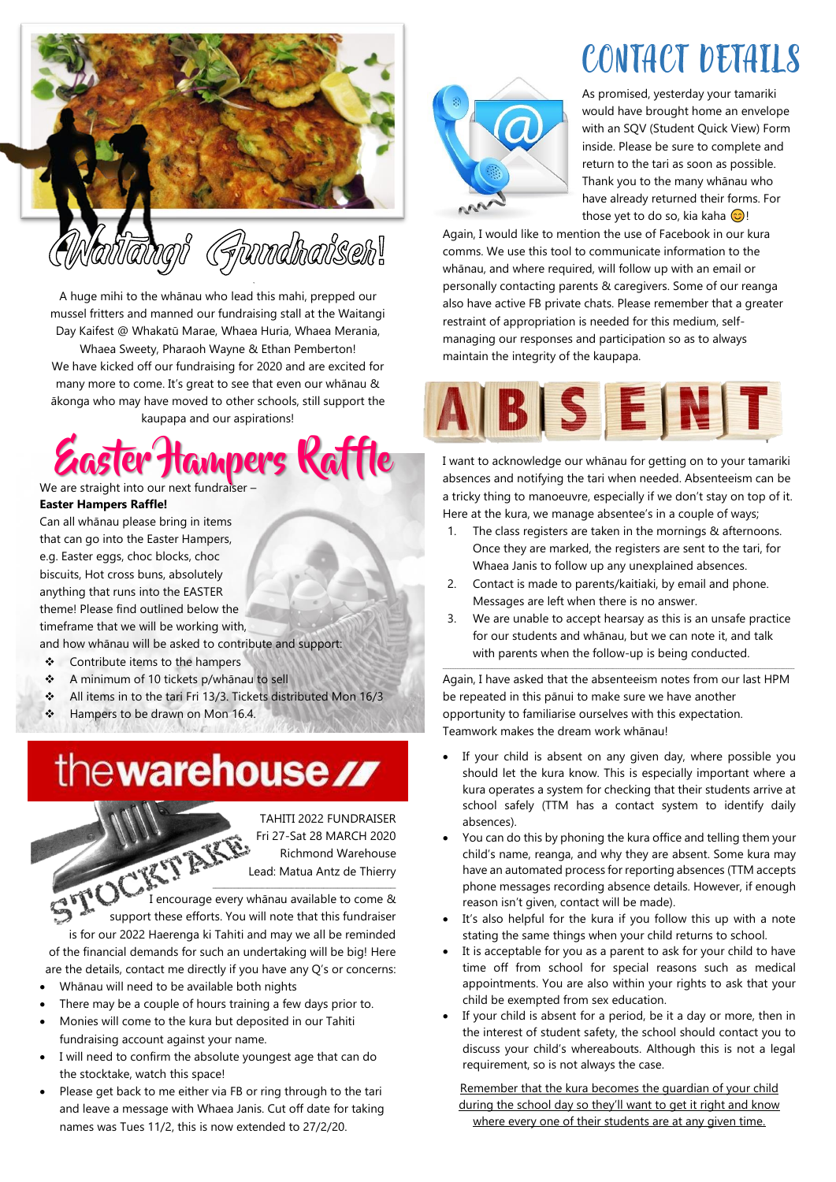# Waitangi Fundraiser!

A huge mihi to the whānau who lead this mahi, prepped our mussel fritters and manned our fundraising stall at the Waitangi Day Kaifest @ Whakatū Marae, Whaea Huria, Whaea Merania, Whaea Sweety, Pharaoh Wayne & Ethan Pemberton! We have kicked off our fundraising for 2020 and are excited for many more to come. It's great to see that even our whānau & ākonga who may have moved to other schools, still support the kaupapa and our aspirations!

# Easter Hampers Raffle

We are straight into our next fundraiser – **Easter Hampers Raffle!**

Can all whānau please bring in items that can go into the Easter Hampers, e.g. Easter eggs, choc blocks, choc biscuits, Hot cross buns, absolutely anything that runs into the EASTER theme! Please find outlined below the timeframe that we will be working with, and how whānau will be asked to contribute and support:

- Contribute items to the hampers
- A minimum of 10 tickets p/whānau to sell
- All items in to the tari Fri 13/3. Tickets distributed Mon 16/3
- Hampers to be drawn on Mon 16.4.

# thewarehouse STOCKTAKE

TAHITI 2022 FUNDRAISER
Fri 27-Sat 28 MARCH 2020
Richmond Warehouse
Lead: Matua Antz de Thierry

I encourage every whānau available to come & support these efforts. You will note that this fundraiser is for our 2022 Haerenga ki Tahiti and may we all be reminded of the financial demands for such an undertaking will be big! Here are the details, contact me directly if you have any Q's or concerns:

- Whānau will need to be available both nights
- There may be a couple of hours training a few days prior to.
- Monies will come to the kura but deposited in our Tahiti fundraising account against your name.
- I will need to confirm the absolute youngest age that can do the stocktake, watch this space!
- Please get back to me either via FB or ring through to the tari and leave a message with Whaea Janis. Cut off date for taking names was Tues 11/2, this is now extended to 27/2/20.

# CONTACT DETAILS

As promised, yesterday your tamariki would have brought home an envelope with an SQV (Student Quick View) Form inside. Please be sure to complete and return to the tari as soon as possible. Thank you to the many whānau who have already returned their forms. For those yet to do so, kia kaha 😊!

Again, I would like to mention the use of Facebook in our kura comms. We use this tool to communicate information to the whānau, and where required, will follow up with an email or personally contacting parents & caregivers. Some of our reanga also have active FB private chats. Please remember that a greater restraint of appropriation is needed for this medium, self-managing our responses and participation so as to always maintain the integrity of the kaupapa.

# ABSENT

I want to acknowledge our whānau for getting on to your tamariki absences and notifying the tari when needed. Absenteeism can be a tricky thing to manoeuvre, especially if we don't stay on top of it. Here at the kura, we manage absentee's in a couple of ways;

1. The class registers are taken in the mornings & afternoons. Once they are marked, the registers are sent to the tari, for Whaea Janis to follow up any unexplained absences.
2. Contact is made to parents/kaitiaki, by email and phone. Messages are left when there is no answer.
3. We are unable to accept hearsay as this is an unsafe practice for our students and whānau, but we can note it, and talk with parents when the follow-up is being conducted.

Again, I have asked that the absenteeism notes from our last HPM be repeated in this pānui to make sure we have another opportunity to familiarise ourselves with this expectation. Teamwork makes the dream work whānau!

- If your child is absent on any given day, where possible you should let the kura know. This is especially important where a kura operates a system for checking that their students arrive at school safely (TTM has a contact system to identify daily absences).
- You can do this by phoning the kura office and telling them your child's name, reanga, and why they are absent. Some kura may have an automated process for reporting absences (TTM accepts phone messages recording absence details. However, if enough reason isn't given, contact will be made).
- It's also helpful for the kura if you follow this up with a note stating the same things when your child returns to school.
- It is acceptable for you as a parent to ask for your child to have time off from school for special reasons such as medical appointments. You are also within your rights to ask that your child be exempted from sex education.
- If your child is absent for a period, be it a day or more, then in the interest of student safety, the school should contact you to discuss your child's whereabouts. Although this is not a legal requirement, so is not always the case.

Remember that the kura becomes the guardian of your child during the school day so they'll want to get it right and know where every one of their students are at any given time.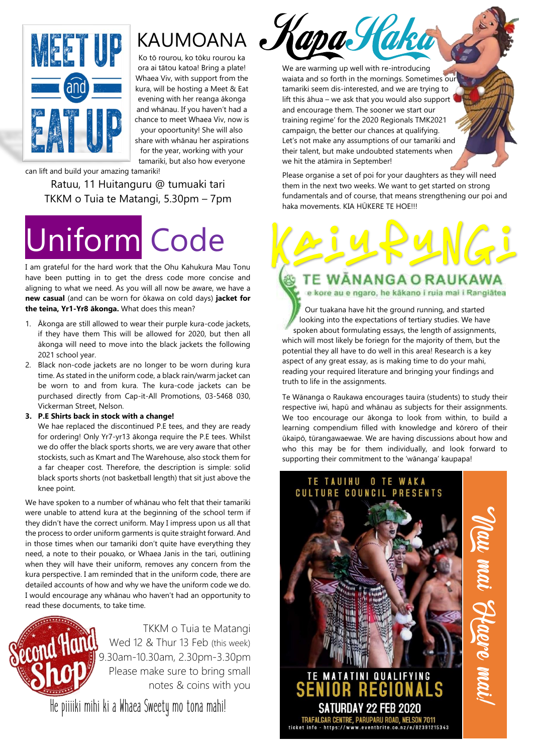# KAUMOANA

MEET UP and EAT UP

Ko tō rourou, ko tōku rourou ka ora ai tātou katoa! Bring a plate! Whaea Viv, with support from the kura, will be hosting a Meet & Eat evening with her reanga ākonga and whānau. If you haven't had a chance to meet Whaea Viv, now is your opoortunity! She will also share with whānau her aspirations for the year, working with your tamariki, but also how everyone can lift and build your amazing tamariki!

Ratuu, 11 Huitanguru @ tumuaki tari
TKKM o Tuia te Matangi, 5.30pm – 7pm

# Uniform Code

I am grateful for the hard work that the Ohu Kahukura Mau Tonu have been putting in to get the dress code more concise and aligning to what we need. As you will all now be aware, we have a **new casual** (and can be worn for ōkawa on cold days) **jacket for the teina, Yr1-Yr8 ākonga.** What does this mean?

1. Ākonga are still allowed to wear their purple kura-code jackets, if they have them This will be allowed for 2020, but then all ākonga will need to move into the black jackets the following 2021 school year.
2. Black non-code jackets are no longer to be worn during kura time. As stated in the uniform code, a black rain/warm jacket can be worn to and from kura. The kura-code jackets can be purchased directly from Cap-it-All Promotions, 03-5468 030, Vickerman Street, Nelson.
3. **P.E Shirts back in stock with a change!**
   We hae replaced the discontinued P.E tees, and they are ready for ordering! Only Yr7-yr13 ākonga require the P.E tees. Whilst we do offer the black sports shorts, we are very aware that other stockists, such as Kmart and The Warehouse, also stock them for a far cheaper cost. Therefore, the description is simple: solid black sports shorts (not basketball length) that sit just above the knee point.

We have spoken to a number of whānau who felt that their tamariki were unable to attend kura at the beginning of the school term if they didn't have the correct uniform. May I impress upon us all that the process to order uniform garments is quite straight forward. And in those times when our tamariki don't quite have everything they need, a note to their pouako, or Whaea Janis in the tari, outlining when they will have their uniform, removes any concern from the kura perspective. I am reminded that in the uniform code, there are detailed accounts of how and why we have the uniform code we do. I would encourage any whānau who haven't had an opportunity to read these documents, to take time.

## Second Hand Shop

TKKM o Tuia te Matangi
Wed 12 & Thur 13 Feb (this week)
9.30am-10.30am, 2.30pm-3.30pm
Please make sure to bring small notes & coins with you

He piiiiki mihi ki a Whaea Sweety mo tona mahi!

# Kapa Haka

We are warming up well with re-introducing waiata and so forth in the mornings. Sometimes our tamariki seem dis-interested, and we are trying to lift this āhua – we ask that you would also support and encourage them. The sooner we start our training regime' for the 2020 Regionals TMK2021 campaign, the better our chances at qualifying. Let's not make any assumptions of our tamariki and their talent, but make undoubted statements when we hit the atāmira in September!

Please organise a set of poi for your daughters as they will need them in the next two weeks. We want to get started on strong fundamentals and of course, that means strengthening our poi and haka movements. KIA HŪKERE TE HOE!!!

# KaiuRuNGi

## TE WĀNANGA O RAUKAWA

e kore au e ngaro, he kākano i ruia mai i Rangiātea

Our tuakana have hit the ground running, and started looking into the expectations of tertiary studies. We have spoken about formulating essays, the length of assignments, which will most likely be foriegn for the majority of them, but the potential they all have to do well in this area! Research is a key aspect of any great essay, as is making time to do your mahi, reading your required literature and bringing your findings and truth to life in the assignments.

Te Wānanga o Raukawa encourages tauira (students) to study their respective iwi, hapū and whānau as subjects for their assignments. We too encourage our ākonga to look from within, to build a learning compendium filled with knowledge and kōrero of their ūkaipō, tūrangawaewae. We are having discussions about how and who this may be for them individually, and look forward to supporting their commitment to the 'wānanga' kaupapa!

TE TAUIHU O TE WAKA CULTURE COUNCIL PRESENTS

TE MATATINI QUALIFYING
SENIOR REGIONALS
SATURDAY 22 FEB 2020
TRAFALGAR CENTRE, PARUPARU ROAD, NELSON 7011
ticket info - https://www.eventbrite.co.nz/e/82391215343

Nau mai Haere mai!